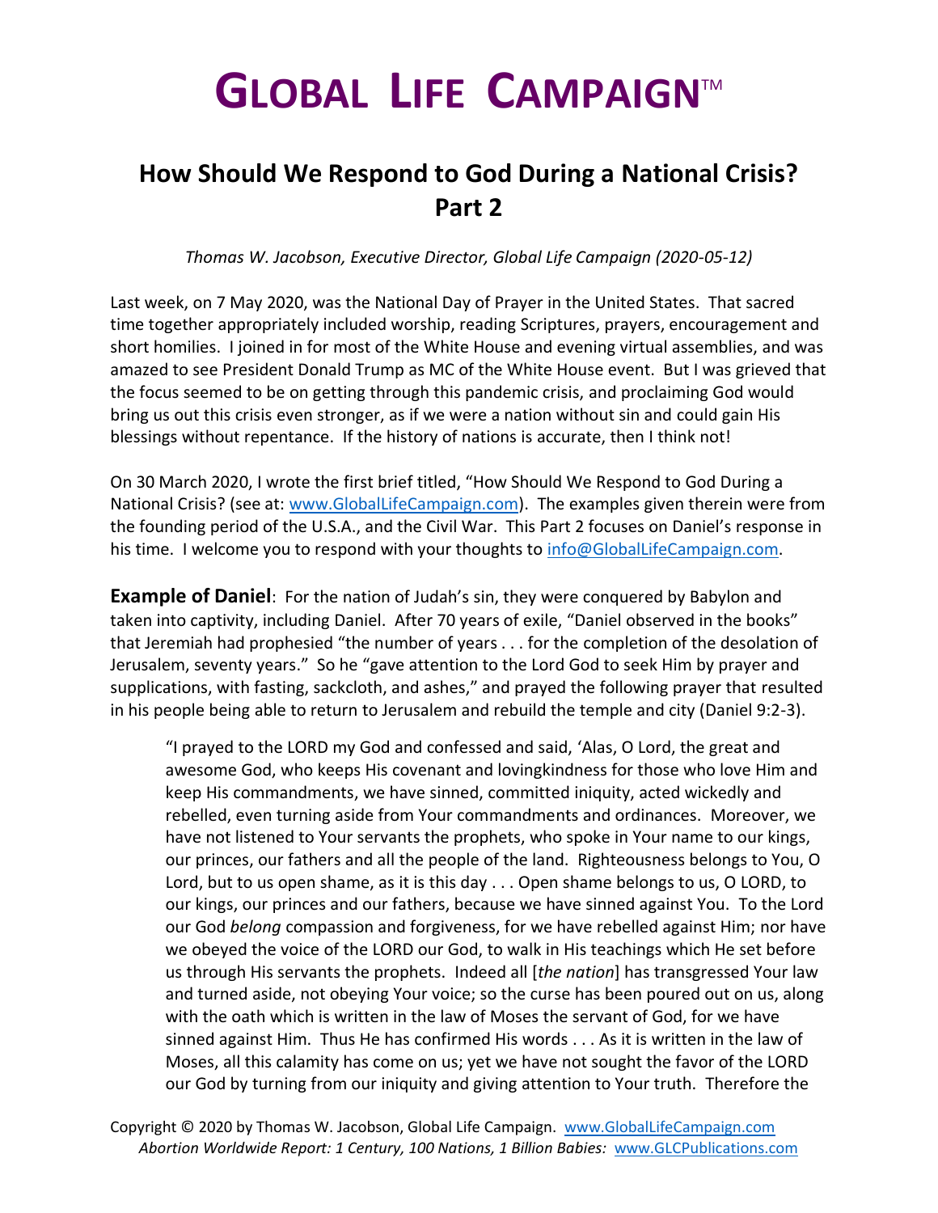# GLOBAL LIFE CAMPAIGN™

## How Should We Respond to God During a National Crisis? Part 2

*Thomas W. Jacobson, Executive Director, Global Life Campaign (2020-05-12)*

Last week, on 7 May 2020, was the National Day of Prayer in the United States. That sacred time together appropriately included worship, reading Scriptures, prayers, encouragement and short homilies. I joined in for most of the White House and evening virtual assemblies, and was amazed to see President Donald Trump as MC of the White House event. But I was grieved that the focus seemed to be on getting through this pandemic crisis, and proclaiming God would bring us out this crisis even stronger, as if we were a nation without sin and could gain His blessings without repentance. If the history of nations is accurate, then I think not!

On 30 March 2020, I wrote the first brief titled, "How Should We Respond to God During a National Crisis? (see at: www.GlobalLifeCampaign.com). The examples given therein were from the founding period of the U.S.A., and the Civil War. This Part 2 focuses on Daniel's response in his time. I welcome you to respond with your thoughts to info@GlobalLifeCampaign.com.

**Example of Daniel**: For the nation of Judah's sin, they were conquered by Babylon and taken into captivity, including Daniel. After 70 years of exile, "Daniel observed in the books" that Jeremiah had prophesied "the number of years . . . for the completion of the desolation of Jerusalem, seventy years." So he "gave attention to the Lord God to seek Him by prayer and supplications, with fasting, sackcloth, and ashes," and prayed the following prayer that resulted in his people being able to return to Jerusalem and rebuild the temple and city (Daniel 9:2-3).

> "I prayed to the LORD my God and confessed and said, 'Alas, O Lord, the great and awesome God, who keeps His covenant and lovingkindness for those who love Him and keep His commandments, we have sinned, committed iniquity, acted wickedly and rebelled, even turning aside from Your commandments and ordinances. Moreover, we have not listened to Your servants the prophets, who spoke in Your name to our kings, our princes, our fathers and all the people of the land. Righteousness belongs to You, O Lord, but to us open shame, as it is this day . . . Open shame belongs to us, O LORD, to our kings, our princes and our fathers, because we have sinned against You. To the Lord our God *belong* compassion and forgiveness, for we have rebelled against Him; nor have we obeyed the voice of the LORD our God, to walk in His teachings which He set before us through His servants the prophets. Indeed all [*the nation*] has transgressed Your law and turned aside, not obeying Your voice; so the curse has been poured out on us, along with the oath which is written in the law of Moses the servant of God, for we have sinned against Him. Thus He has confirmed His words . . . As it is written in the law of Moses, all this calamity has come on us; yet we have not sought the favor of the LORD our God by turning from our iniquity and giving attention to Your truth. Therefore the

Copyright © 2020 by Thomas W. Jacobson, Global Life Campaign. www.GlobalLifeCampaign.com
*Abortion Worldwide Report: 1 Century, 100 Nations, 1 Billion Babies:* www.GLCPublications.com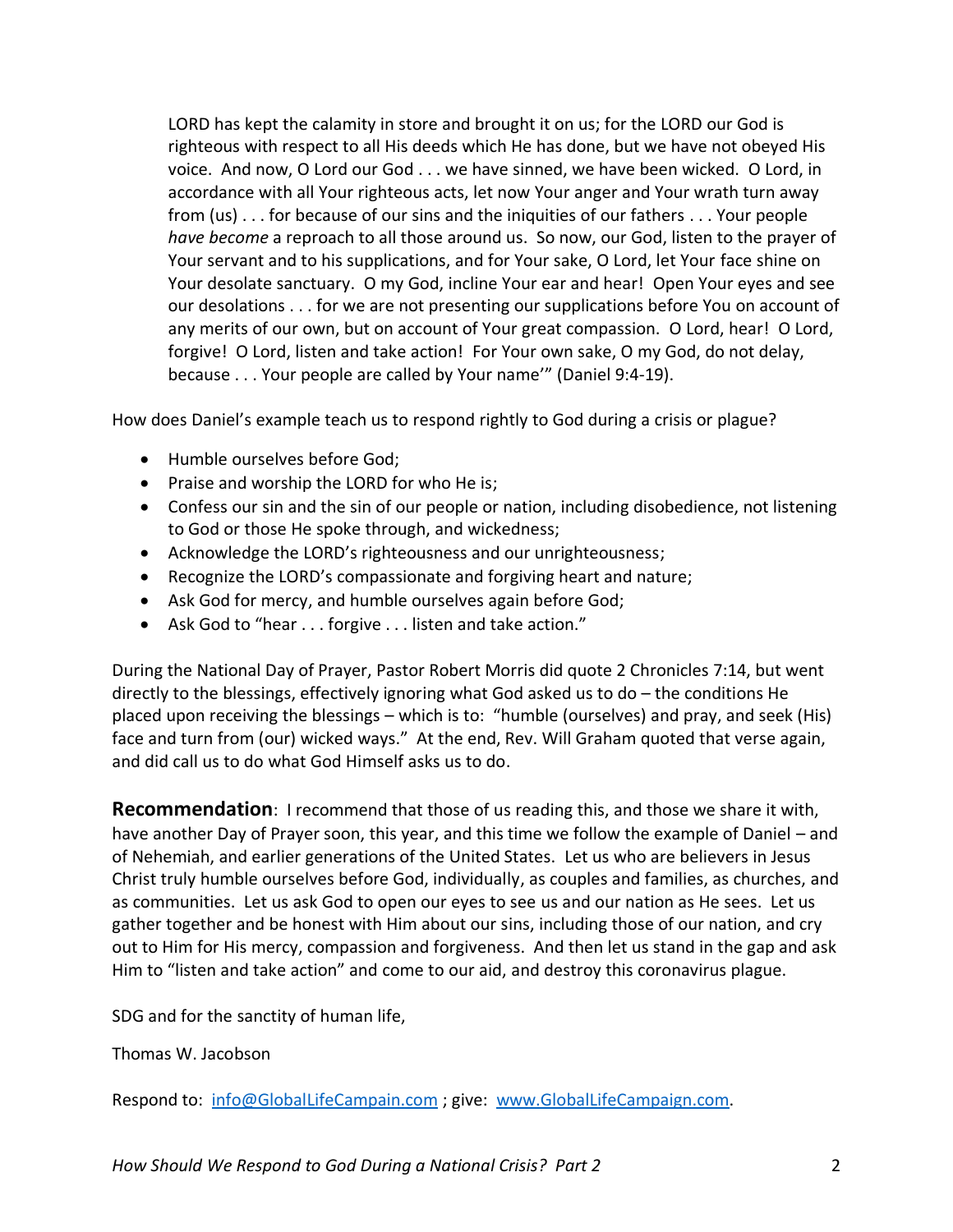> LORD has kept the calamity in store and brought it on us; for the LORD our God is righteous with respect to all His deeds which He has done, but we have not obeyed His voice. And now, O Lord our God . . . we have sinned, we have been wicked. O Lord, in accordance with all Your righteous acts, let now Your anger and Your wrath turn away from (us) . . . for because of our sins and the iniquities of our fathers . . . Your people *have become* a reproach to all those around us. So now, our God, listen to the prayer of Your servant and to his supplications, and for Your sake, O Lord, let Your face shine on Your desolate sanctuary. O my God, incline Your ear and hear! Open Your eyes and see our desolations . . . for we are not presenting our supplications before You on account of any merits of our own, but on account of Your great compassion. O Lord, hear! O Lord, forgive! O Lord, listen and take action! For Your own sake, O my God, do not delay, because . . . Your people are called by Your name'" (Daniel 9:4-19).

How does Daniel's example teach us to respond rightly to God during a crisis or plague?

- Humble ourselves before God;
- Praise and worship the LORD for who He is;
- Confess our sin and the sin of our people or nation, including disobedience, not listening to God or those He spoke through, and wickedness;
- Acknowledge the LORD's righteousness and our unrighteousness;
- Recognize the LORD's compassionate and forgiving heart and nature;
- Ask God for mercy, and humble ourselves again before God;
- Ask God to "hear . . . forgive . . . listen and take action."

During the National Day of Prayer, Pastor Robert Morris did quote 2 Chronicles 7:14, but went directly to the blessings, effectively ignoring what God asked us to do – the conditions He placed upon receiving the blessings – which is to: "humble (ourselves) and pray, and seek (His) face and turn from (our) wicked ways." At the end, Rev. Will Graham quoted that verse again, and did call us to do what God Himself asks us to do.

**Recommendation**: I recommend that those of us reading this, and those we share it with, have another Day of Prayer soon, this year, and this time we follow the example of Daniel – and of Nehemiah, and earlier generations of the United States. Let us who are believers in Jesus Christ truly humble ourselves before God, individually, as couples and families, as churches, and as communities. Let us ask God to open our eyes to see us and our nation as He sees. Let us gather together and be honest with Him about our sins, including those of our nation, and cry out to Him for His mercy, compassion and forgiveness. And then let us stand in the gap and ask Him to "listen and take action" and come to our aid, and destroy this coronavirus plague.

SDG and for the sanctity of human life,

Thomas W. Jacobson

Respond to: info@GlobalLifeCampain.com ; give: www.GlobalLifeCampaign.com.